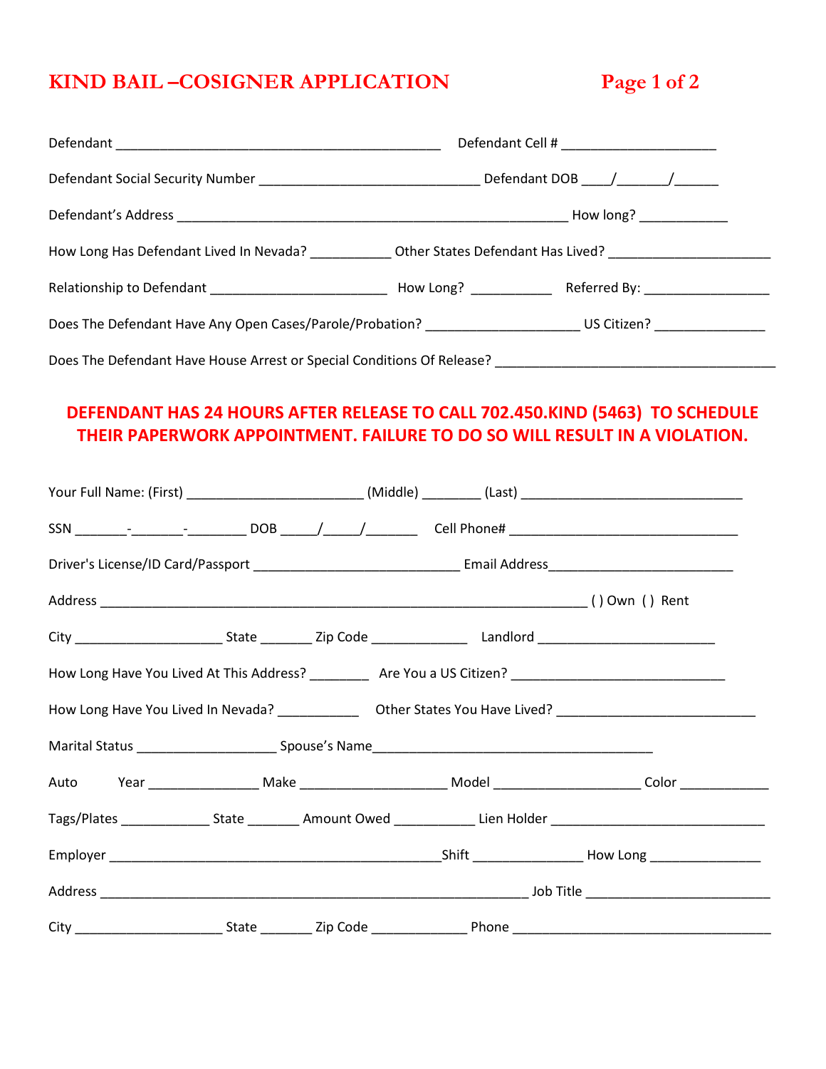# KIND BAIL –COSIGNER APPLICATION

Defendant ____________________________________________ Defendant Cell # _____________________

Defendant Social Security Number ______________________________ Defendant DOB ____/_______/______

Defendant's Address _____________________________________________________ How long? ____________

How Long Has Defendant Lived In Nevada? ___________ Other States Defendant Has Lived? ______________________

Relationship to Defendant ________________________ How Long? ___________ Referred By: _________________

Does The Defendant Have Any Open Cases/Parole/Probation? _____________________ US Citizen? _______________

Does The Defendant Have House Arrest or Special Conditions Of Release? ______________________________________

**DEFENDANT HAS 24 HOURS AFTER RELEASE TO CALL 702.450.KIND (5463) TO SCHEDULE THEIR PAPERWORK APPOINTMENT. FAILURE TO DO SO WILL RESULT IN A VIOLATION.**

Your Full Name: (First) ________________________ (Middle) ________ (Last) ______________________________

SSN _______-_______-________ DOB _____/_____/_______ Cell Phone# ________________________________

Driver's License/ID Card/Passport ____________________________ Email Address_________________________

Address __________________________________________________________________ ( ) Own ( ) Rent

City ____________________ State _______ Zip Code _____________ Landlord ________________________

How Long Have You Lived At This Address? ________ Are You a US Citizen? _____________________________

How Long Have You Lived In Nevada? ___________ Other States You Have Lived? ___________________________

Marital Status ___________________ Spouse's Name______________________________________

Auto Year _______________ Make ___________________ Model ___________________ Color ____________

Tags/Plates ____________ State _______ Amount Owed ___________ Lien Holder _____________________________

Employer _____________________________________________Shift _______________ How Long _______________

Address ___________________________________________________________ Job Title ________________________

City ____________________ State _______ Zip Code _____________ Phone ___________________________________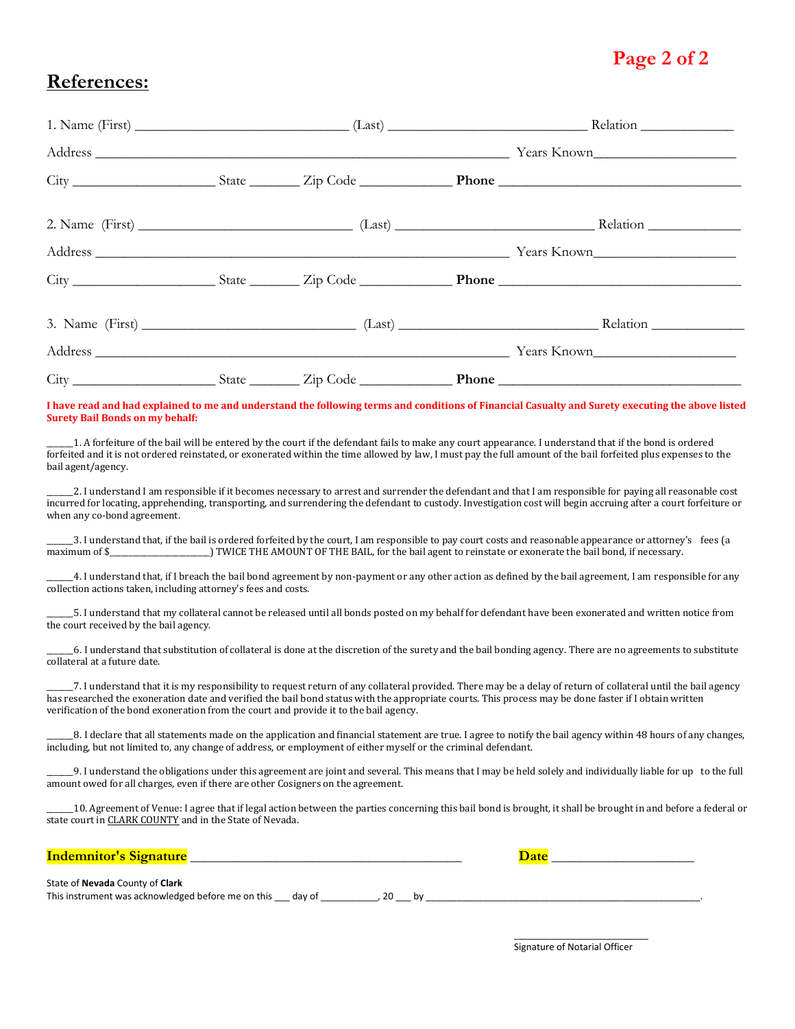## References:

1. Name (First) ______________________________ (Last) ___________________________ Relation _____________

Address ___________________________________________________________ Years Known___________________

City ____________________ State _______ Zip Code _____________ **Phone** __________________________________

2. Name (First) ______________________________ (Last) ___________________________ Relation _____________

Address ___________________________________________________________ Years Known___________________

City ____________________ State _______ Zip Code _____________ **Phone** __________________________________

3. Name (First) ______________________________ (Last) ___________________________ Relation _____________

Address ___________________________________________________________ Years Known___________________

City ____________________ State _______ Zip Code _____________ **Phone** __________________________________

**I have read and had explained to me and understand the following terms and conditions of Financial Casualty and Surety executing the above listed Surety Bail Bonds on my behalf:**

______1. A forfeiture of the bail will be entered by the court if the defendant fails to make any court appearance. I understand that if the bond is ordered forfeited and it is not ordered reinstated, or exonerated within the time allowed by law, I must pay the full amount of the bail forfeited plus expenses to the bail agent/agency.

______2. I understand I am responsible if it becomes necessary to arrest and surrender the defendant and that I am responsible for paying all reasonable cost incurred for locating, apprehending, transporting, and surrendering the defendant to custody. Investigation cost will begin accruing after a court forfeiture or when any co-bond agreement.

______3. I understand that, if the bail is ordered forfeited by the court, I am responsible to pay court costs and reasonable appearance or attorney's fees (a maximum of $_____________________) TWICE THE AMOUNT OF THE BAIL, for the bail agent to reinstate or exonerate the bail bond, if necessary.

______4. I understand that, if I breach the bail bond agreement by non-payment or any other action as defined by the bail agreement, I am responsible for any collection actions taken, including attorney's fees and costs.

______5. I understand that my collateral cannot be released until all bonds posted on my behalf for defendant have been exonerated and written notice from the court received by the bail agency.

______6. I understand that substitution of collateral is done at the discretion of the surety and the bail bonding agency. There are no agreements to substitute collateral at a future date.

______7. I understand that it is my responsibility to request return of any collateral provided. There may be a delay of return of collateral until the bail agency has researched the exoneration date and verified the bail bond status with the appropriate courts. This process may be done faster if I obtain written verification of the bond exoneration from the court and provide it to the bail agency.

______8. I declare that all statements made on the application and financial statement are true. I agree to notify the bail agency within 48 hours of any changes, including, but not limited to, any change of address, or employment of either myself or the criminal defendant.

______9. I understand the obligations under this agreement are joint and several. This means that I may be held solely and individually liable for up to the full amount owed for all charges, even if there are other Cosigners on the agreement.

______10. Agreement of Venue: I agree that if legal action between the parties concerning this bail bond is brought, it shall be brought in and before a federal or state court in CLARK COUNTY and in the State of Nevada.

**Indemnitor's Signature** ________________________________________ **Date** ____________________

State of **Nevada** County of **Clark**
This instrument was acknowledged before me on this ___ day of ___________, 20 ___ by _____________________________________________________.

_________________________
Signature of Notarial Officer